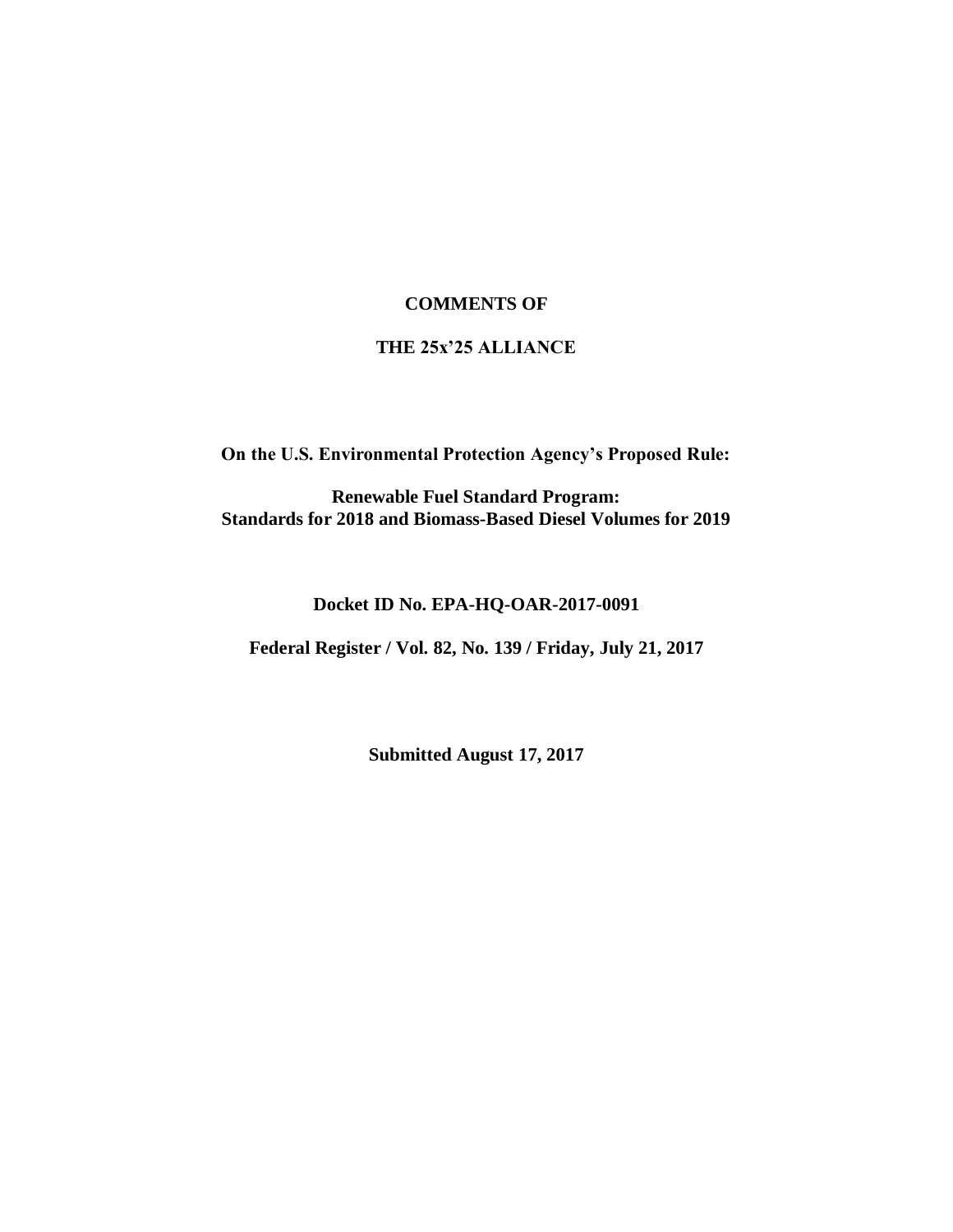**COMMENTS OF**

**THE 25x'25 ALLIANCE**

**On the U.S. Environmental Protection Agency's Proposed Rule:**

**Renewable Fuel Standard Program:**
**Standards for 2018 and Biomass-Based Diesel Volumes for 2019**

**Docket ID No. EPA-HQ-OAR-2017-0091**

**Federal Register / Vol. 82, No. 139 / Friday, July 21, 2017**

**Submitted August 17, 2017**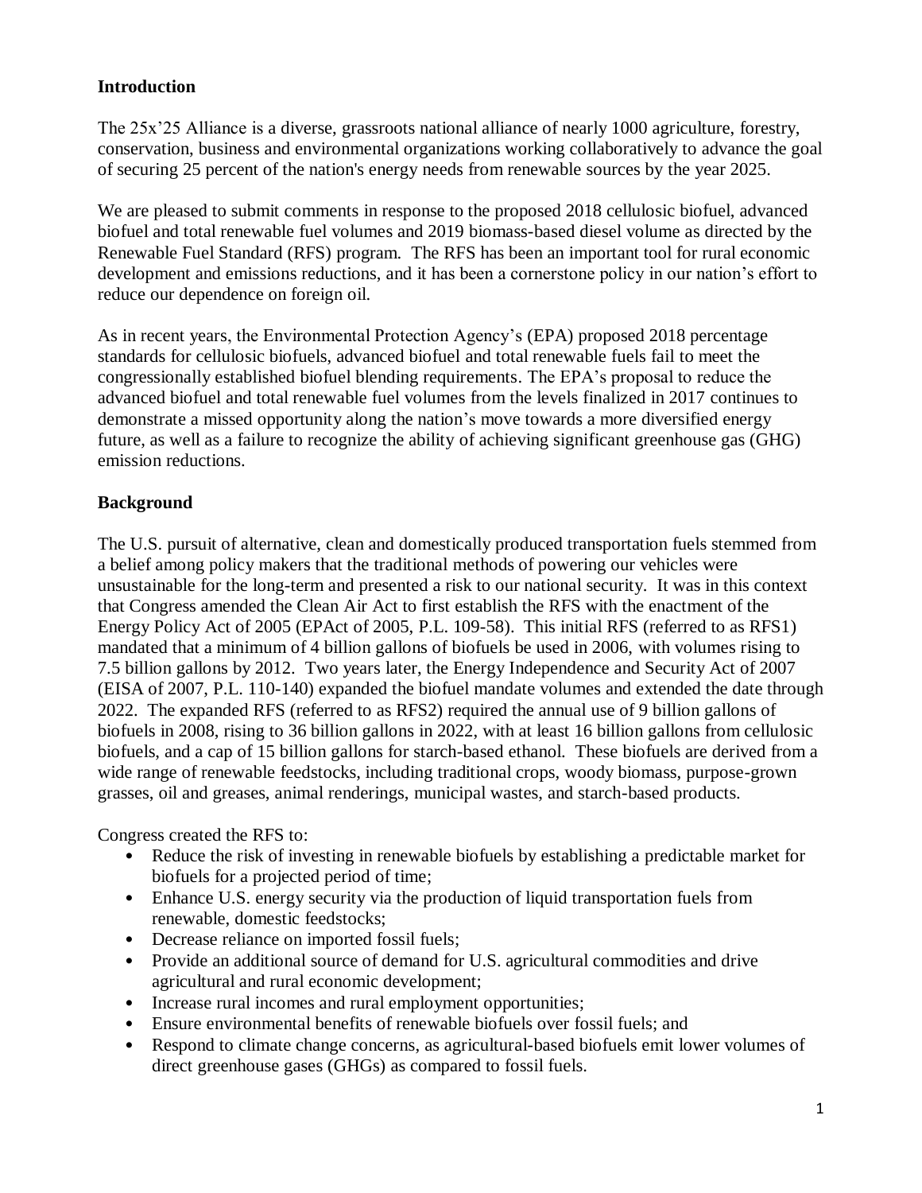## Introduction

The 25x'25 Alliance is a diverse, grassroots national alliance of nearly 1000 agriculture, forestry, conservation, business and environmental organizations working collaboratively to advance the goal of securing 25 percent of the nation's energy needs from renewable sources by the year 2025.

We are pleased to submit comments in response to the proposed 2018 cellulosic biofuel, advanced biofuel and total renewable fuel volumes and 2019 biomass-based diesel volume as directed by the Renewable Fuel Standard (RFS) program. The RFS has been an important tool for rural economic development and emissions reductions, and it has been a cornerstone policy in our nation's effort to reduce our dependence on foreign oil.

As in recent years, the Environmental Protection Agency's (EPA) proposed 2018 percentage standards for cellulosic biofuels, advanced biofuel and total renewable fuels fail to meet the congressionally established biofuel blending requirements. The EPA's proposal to reduce the advanced biofuel and total renewable fuel volumes from the levels finalized in 2017 continues to demonstrate a missed opportunity along the nation's move towards a more diversified energy future, as well as a failure to recognize the ability of achieving significant greenhouse gas (GHG) emission reductions.

## Background

The U.S. pursuit of alternative, clean and domestically produced transportation fuels stemmed from a belief among policy makers that the traditional methods of powering our vehicles were unsustainable for the long-term and presented a risk to our national security. It was in this context that Congress amended the Clean Air Act to first establish the RFS with the enactment of the Energy Policy Act of 2005 (EPAct of 2005, P.L. 109-58). This initial RFS (referred to as RFS1) mandated that a minimum of 4 billion gallons of biofuels be used in 2006, with volumes rising to 7.5 billion gallons by 2012. Two years later, the Energy Independence and Security Act of 2007 (EISA of 2007, P.L. 110-140) expanded the biofuel mandate volumes and extended the date through 2022. The expanded RFS (referred to as RFS2) required the annual use of 9 billion gallons of biofuels in 2008, rising to 36 billion gallons in 2022, with at least 16 billion gallons from cellulosic biofuels, and a cap of 15 billion gallons for starch-based ethanol. These biofuels are derived from a wide range of renewable feedstocks, including traditional crops, woody biomass, purpose-grown grasses, oil and greases, animal renderings, municipal wastes, and starch-based products.

Congress created the RFS to:

- Reduce the risk of investing in renewable biofuels by establishing a predictable market for biofuels for a projected period of time;
- Enhance U.S. energy security via the production of liquid transportation fuels from renewable, domestic feedstocks;
- Decrease reliance on imported fossil fuels;
- Provide an additional source of demand for U.S. agricultural commodities and drive agricultural and rural economic development;
- Increase rural incomes and rural employment opportunities;
- Ensure environmental benefits of renewable biofuels over fossil fuels; and
- Respond to climate change concerns, as agricultural-based biofuels emit lower volumes of direct greenhouse gases (GHGs) as compared to fossil fuels.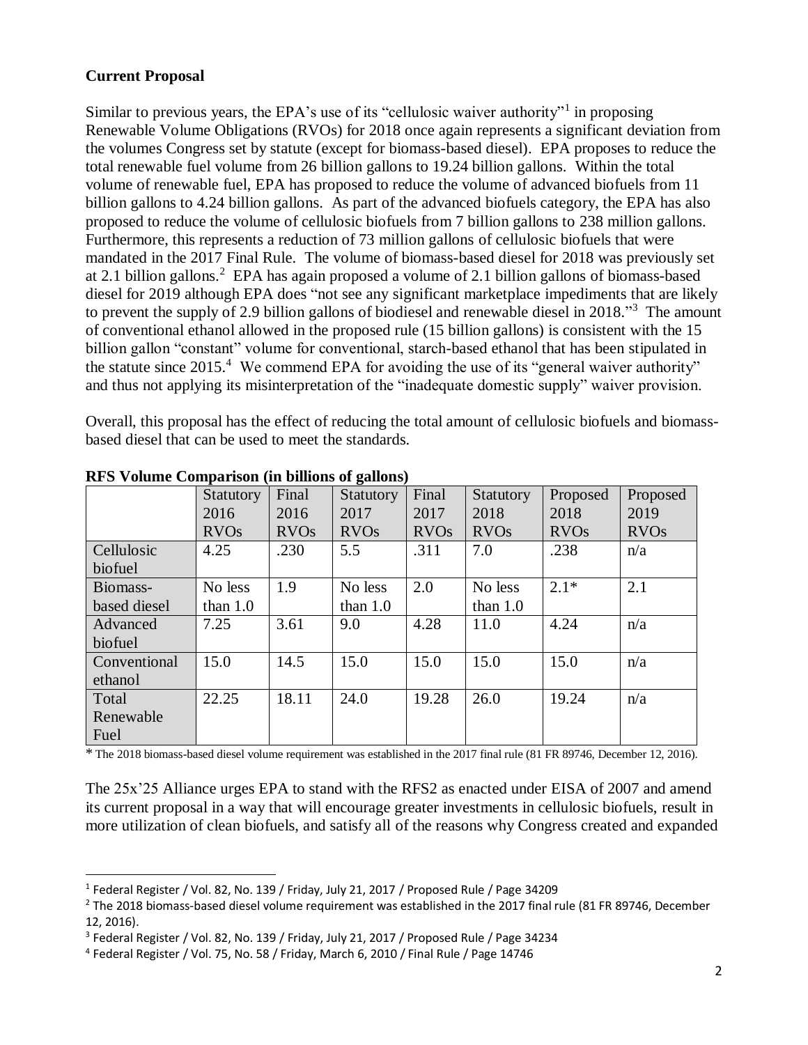**Current Proposal**

Similar to previous years, the EPA's use of its "cellulosic waiver authority"[1] in proposing Renewable Volume Obligations (RVOs) for 2018 once again represents a significant deviation from the volumes Congress set by statute (except for biomass-based diesel). EPA proposes to reduce the total renewable fuel volume from 26 billion gallons to 19.24 billion gallons. Within the total volume of renewable fuel, EPA has proposed to reduce the volume of advanced biofuels from 11 billion gallons to 4.24 billion gallons. As part of the advanced biofuels category, the EPA has also proposed to reduce the volume of cellulosic biofuels from 7 billion gallons to 238 million gallons. Furthermore, this represents a reduction of 73 million gallons of cellulosic biofuels that were mandated in the 2017 Final Rule. The volume of biomass-based diesel for 2018 was previously set at 2.1 billion gallons.[2] EPA has again proposed a volume of 2.1 billion gallons of biomass-based diesel for 2019 although EPA does "not see any significant marketplace impediments that are likely to prevent the supply of 2.9 billion gallons of biodiesel and renewable diesel in 2018."[3] The amount of conventional ethanol allowed in the proposed rule (15 billion gallons) is consistent with the 15 billion gallon "constant" volume for conventional, starch-based ethanol that has been stipulated in the statute since 2015.[4] We commend EPA for avoiding the use of its "general waiver authority" and thus not applying its misinterpretation of the "inadequate domestic supply" waiver provision.

Overall, this proposal has the effect of reducing the total amount of cellulosic biofuels and biomass-based diesel that can be used to meet the standards.

**RFS Volume Comparison (in billions of gallons)**

| | Statutory 2016 RVOs | Final 2016 RVOs | Statutory 2017 RVOs | Final 2017 RVOs | Statutory 2018 RVOs | Proposed 2018 RVOs | Proposed 2019 RVOs |
|---|---|---|---|---|---|---|---|
| Cellulosic biofuel | 4.25 | .230 | 5.5 | .311 | 7.0 | .238 | n/a |
| Biomass-based diesel | No less than 1.0 | 1.9 | No less than 1.0 | 2.0 | No less than 1.0 | 2.1* | 2.1 |
| Advanced biofuel | 7.25 | 3.61 | 9.0 | 4.28 | 11.0 | 4.24 | n/a |
| Conventional ethanol | 15.0 | 14.5 | 15.0 | 15.0 | 15.0 | 15.0 | n/a |
| Total Renewable Fuel | 22.25 | 18.11 | 24.0 | 19.28 | 26.0 | 19.24 | n/a |

* The 2018 biomass-based diesel volume requirement was established in the 2017 final rule (81 FR 89746, December 12, 2016).

The 25x'25 Alliance urges EPA to stand with the RFS2 as enacted under EISA of 2007 and amend its current proposal in a way that will encourage greater investments in cellulosic biofuels, result in more utilization of clean biofuels, and satisfy all of the reasons why Congress created and expanded

---

[1] Federal Register / Vol. 82, No. 139 / Friday, July 21, 2017 / Proposed Rule / Page 34209

[2] The 2018 biomass-based diesel volume requirement was established in the 2017 final rule (81 FR 89746, December 12, 2016).

[3] Federal Register / Vol. 82, No. 139 / Friday, July 21, 2017 / Proposed Rule / Page 34234

[4] Federal Register / Vol. 75, No. 58 / Friday, March 6, 2010 / Final Rule / Page 14746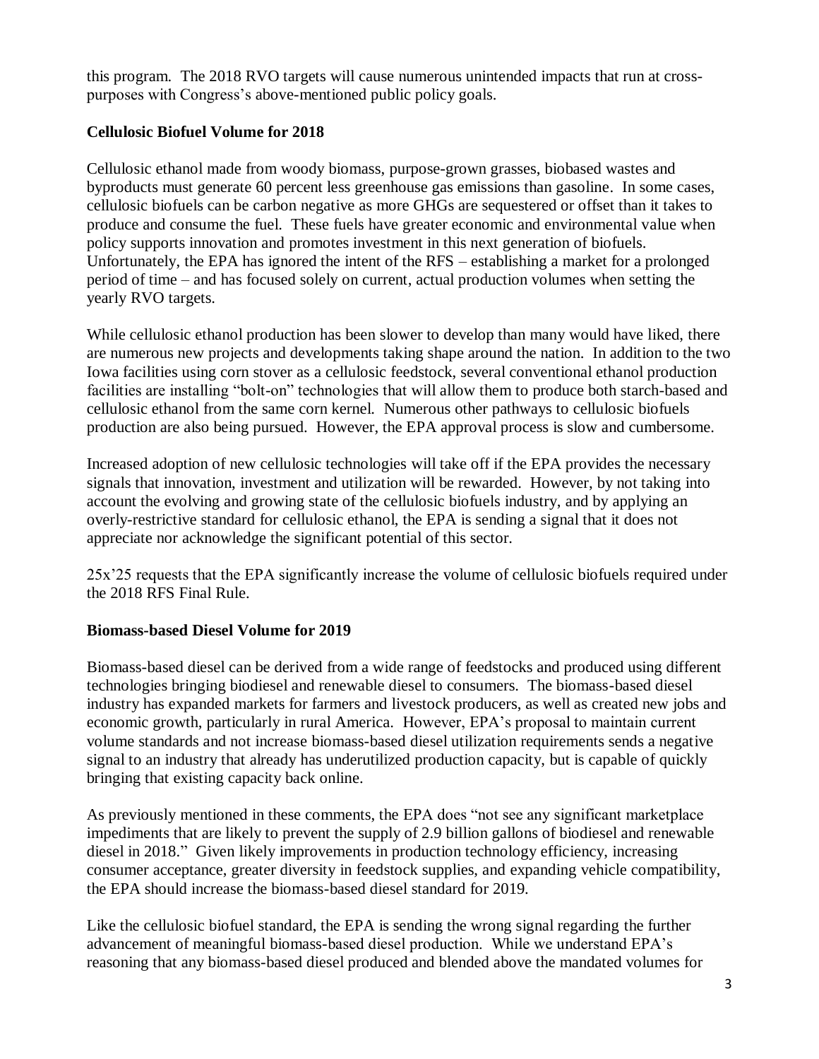this program. The 2018 RVO targets will cause numerous unintended impacts that run at cross-purposes with Congress's above-mentioned public policy goals.

**Cellulosic Biofuel Volume for 2018**

Cellulosic ethanol made from woody biomass, purpose-grown grasses, biobased wastes and byproducts must generate 60 percent less greenhouse gas emissions than gasoline. In some cases, cellulosic biofuels can be carbon negative as more GHGs are sequestered or offset than it takes to produce and consume the fuel. These fuels have greater economic and environmental value when policy supports innovation and promotes investment in this next generation of biofuels. Unfortunately, the EPA has ignored the intent of the RFS – establishing a market for a prolonged period of time – and has focused solely on current, actual production volumes when setting the yearly RVO targets.

While cellulosic ethanol production has been slower to develop than many would have liked, there are numerous new projects and developments taking shape around the nation. In addition to the two Iowa facilities using corn stover as a cellulosic feedstock, several conventional ethanol production facilities are installing "bolt-on" technologies that will allow them to produce both starch-based and cellulosic ethanol from the same corn kernel. Numerous other pathways to cellulosic biofuels production are also being pursued. However, the EPA approval process is slow and cumbersome.

Increased adoption of new cellulosic technologies will take off if the EPA provides the necessary signals that innovation, investment and utilization will be rewarded. However, by not taking into account the evolving and growing state of the cellulosic biofuels industry, and by applying an overly-restrictive standard for cellulosic ethanol, the EPA is sending a signal that it does not appreciate nor acknowledge the significant potential of this sector.

25x'25 requests that the EPA significantly increase the volume of cellulosic biofuels required under the 2018 RFS Final Rule.

**Biomass-based Diesel Volume for 2019**

Biomass-based diesel can be derived from a wide range of feedstocks and produced using different technologies bringing biodiesel and renewable diesel to consumers. The biomass-based diesel industry has expanded markets for farmers and livestock producers, as well as created new jobs and economic growth, particularly in rural America. However, EPA's proposal to maintain current volume standards and not increase biomass-based diesel utilization requirements sends a negative signal to an industry that already has underutilized production capacity, but is capable of quickly bringing that existing capacity back online.

As previously mentioned in these comments, the EPA does "not see any significant marketplace impediments that are likely to prevent the supply of 2.9 billion gallons of biodiesel and renewable diesel in 2018." Given likely improvements in production technology efficiency, increasing consumer acceptance, greater diversity in feedstock supplies, and expanding vehicle compatibility, the EPA should increase the biomass-based diesel standard for 2019.

Like the cellulosic biofuel standard, the EPA is sending the wrong signal regarding the further advancement of meaningful biomass-based diesel production. While we understand EPA's reasoning that any biomass-based diesel produced and blended above the mandated volumes for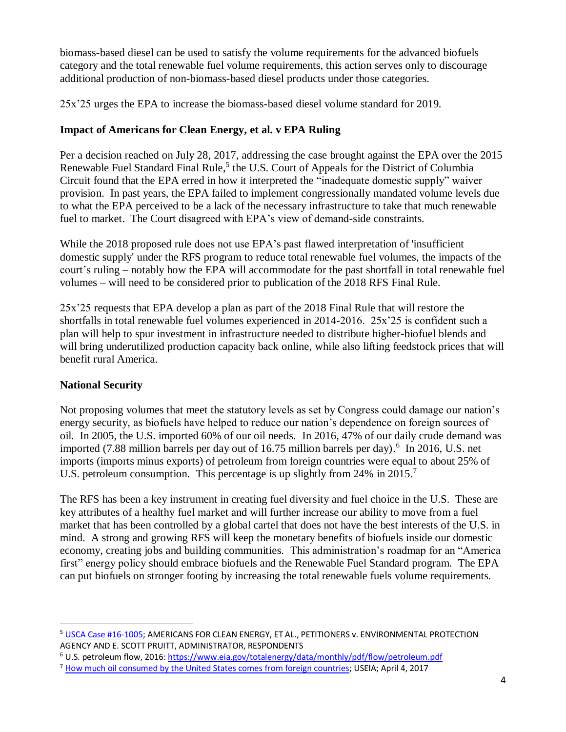biomass-based diesel can be used to satisfy the volume requirements for the advanced biofuels category and the total renewable fuel volume requirements, this action serves only to discourage additional production of non-biomass-based diesel products under those categories.

25x'25 urges the EPA to increase the biomass-based diesel volume standard for 2019.

**Impact of Americans for Clean Energy, et al. v EPA Ruling**

Per a decision reached on July 28, 2017, addressing the case brought against the EPA over the 2015 Renewable Fuel Standard Final Rule,[5] the U.S. Court of Appeals for the District of Columbia Circuit found that the EPA erred in how it interpreted the "inadequate domestic supply" waiver provision. In past years, the EPA failed to implement congressionally mandated volume levels due to what the EPA perceived to be a lack of the necessary infrastructure to take that much renewable fuel to market. The Court disagreed with EPA's view of demand-side constraints.

While the 2018 proposed rule does not use EPA's past flawed interpretation of 'insufficient domestic supply' under the RFS program to reduce total renewable fuel volumes, the impacts of the court's ruling – notably how the EPA will accommodate for the past shortfall in total renewable fuel volumes – will need to be considered prior to publication of the 2018 RFS Final Rule.

25x'25 requests that EPA develop a plan as part of the 2018 Final Rule that will restore the shortfalls in total renewable fuel volumes experienced in 2014-2016. 25x'25 is confident such a plan will help to spur investment in infrastructure needed to distribute higher-biofuel blends and will bring underutilized production capacity back online, while also lifting feedstock prices that will benefit rural America.

**National Security**

Not proposing volumes that meet the statutory levels as set by Congress could damage our nation's energy security, as biofuels have helped to reduce our nation's dependence on foreign sources of oil. In 2005, the U.S. imported 60% of our oil needs. In 2016, 47% of our daily crude demand was imported (7.88 million barrels per day out of 16.75 million barrels per day).[6] In 2016, U.S. net imports (imports minus exports) of petroleum from foreign countries were equal to about 25% of U.S. petroleum consumption. This percentage is up slightly from 24% in 2015.[7]

The RFS has been a key instrument in creating fuel diversity and fuel choice in the U.S. These are key attributes of a healthy fuel market and will further increase our ability to move from a fuel market that has been controlled by a global cartel that does not have the best interests of the U.S. in mind. A strong and growing RFS will keep the monetary benefits of biofuels inside our domestic economy, creating jobs and building communities. This administration's roadmap for an "America first" energy policy should embrace biofuels and the Renewable Fuel Standard program. The EPA can put biofuels on stronger footing by increasing the total renewable fuels volume requirements.

---

[5] USCA Case #16-1005; AMERICANS FOR CLEAN ENERGY, ET AL., PETITIONERS v. ENVIRONMENTAL PROTECTION AGENCY AND E. SCOTT PRUITT, ADMINISTRATOR, RESPONDENTS

[6] U.S. petroleum flow, 2016: https://www.eia.gov/totalenergy/data/monthly/pdf/flow/petroleum.pdf

[7] How much oil consumed by the United States comes from foreign countries; USEIA; April 4, 2017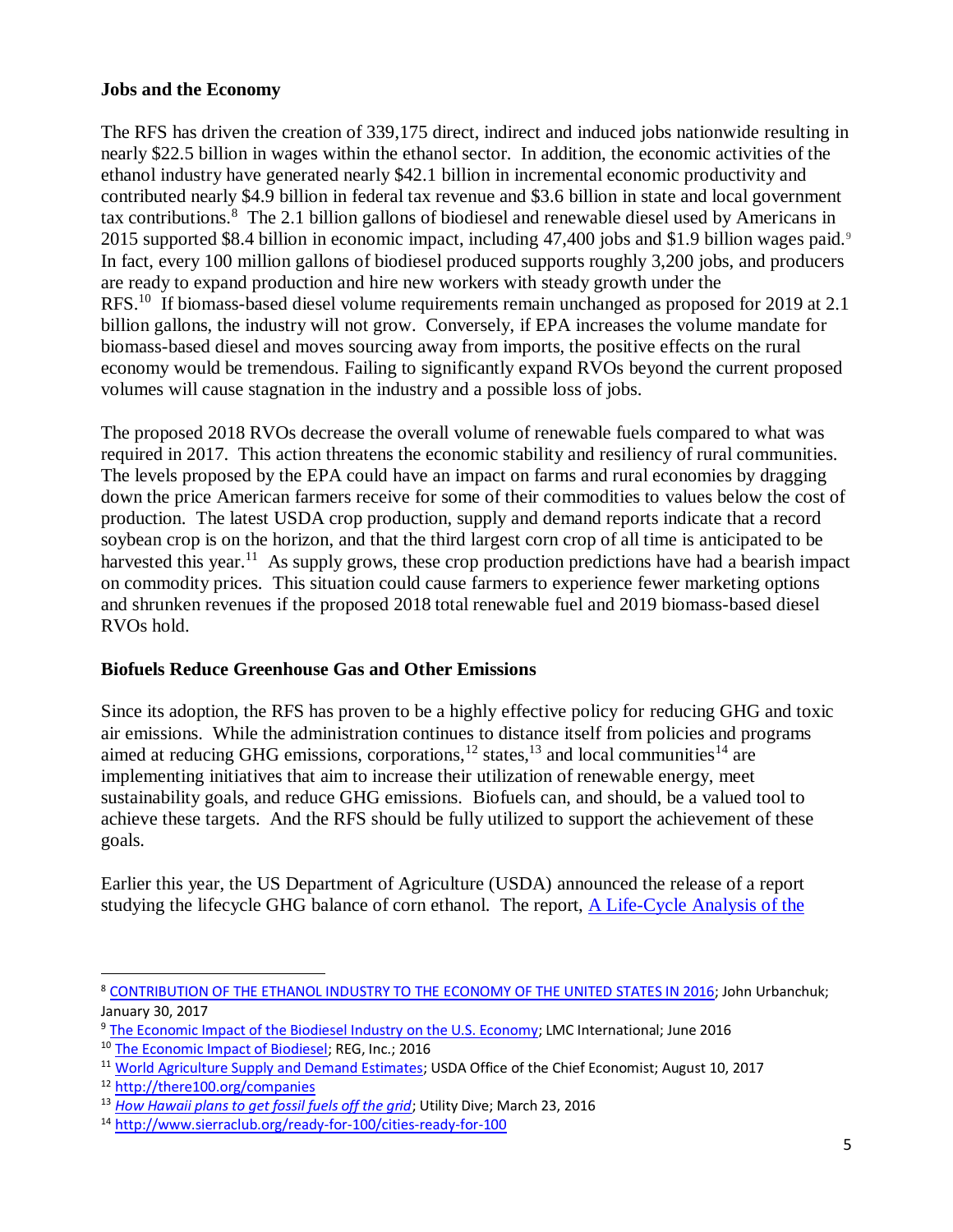## Jobs and the Economy

The RFS has driven the creation of 339,175 direct, indirect and induced jobs nationwide resulting in nearly $22.5 billion in wages within the ethanol sector. In addition, the economic activities of the ethanol industry have generated nearly $42.1 billion in incremental economic productivity and contributed nearly $4.9 billion in federal tax revenue and $3.6 billion in state and local government tax contributions.[8] The 2.1 billion gallons of biodiesel and renewable diesel used by Americans in 2015 supported $8.4 billion in economic impact, including 47,400 jobs and $1.9 billion wages paid.[9] In fact, every 100 million gallons of biodiesel produced supports roughly 3,200 jobs, and producers are ready to expand production and hire new workers with steady growth under the RFS.[10] If biomass-based diesel volume requirements remain unchanged as proposed for 2019 at 2.1 billion gallons, the industry will not grow. Conversely, if EPA increases the volume mandate for biomass-based diesel and moves sourcing away from imports, the positive effects on the rural economy would be tremendous. Failing to significantly expand RVOs beyond the current proposed volumes will cause stagnation in the industry and a possible loss of jobs.

The proposed 2018 RVOs decrease the overall volume of renewable fuels compared to what was required in 2017. This action threatens the economic stability and resiliency of rural communities. The levels proposed by the EPA could have an impact on farms and rural economies by dragging down the price American farmers receive for some of their commodities to values below the cost of production. The latest USDA crop production, supply and demand reports indicate that a record soybean crop is on the horizon, and that the third largest corn crop of all time is anticipated to be harvested this year.[11] As supply grows, these crop production predictions have had a bearish impact on commodity prices. This situation could cause farmers to experience fewer marketing options and shrunken revenues if the proposed 2018 total renewable fuel and 2019 biomass-based diesel RVOs hold.

## Biofuels Reduce Greenhouse Gas and Other Emissions

Since its adoption, the RFS has proven to be a highly effective policy for reducing GHG and toxic air emissions. While the administration continues to distance itself from policies and programs aimed at reducing GHG emissions, corporations,[12] states,[13] and local communities[14] are implementing initiatives that aim to increase their utilization of renewable energy, meet sustainability goals, and reduce GHG emissions. Biofuels can, and should, be a valued tool to achieve these targets. And the RFS should be fully utilized to support the achievement of these goals.

Earlier this year, the US Department of Agriculture (USDA) announced the release of a report studying the lifecycle GHG balance of corn ethanol. The report, A Life-Cycle Analysis of the

---

[8] CONTRIBUTION OF THE ETHANOL INDUSTRY TO THE ECONOMY OF THE UNITED STATES IN 2016; John Urbanchuk; January 30, 2017

[9] The Economic Impact of the Biodiesel Industry on the U.S. Economy; LMC International; June 2016

[10] The Economic Impact of Biodiesel; REG, Inc.; 2016

[11] World Agriculture Supply and Demand Estimates; USDA Office of the Chief Economist; August 10, 2017

[12] http://there100.org/companies

[13] *How Hawaii plans to get fossil fuels off the grid*; Utility Dive; March 23, 2016

[14] http://www.sierraclub.org/ready-for-100/cities-ready-for-100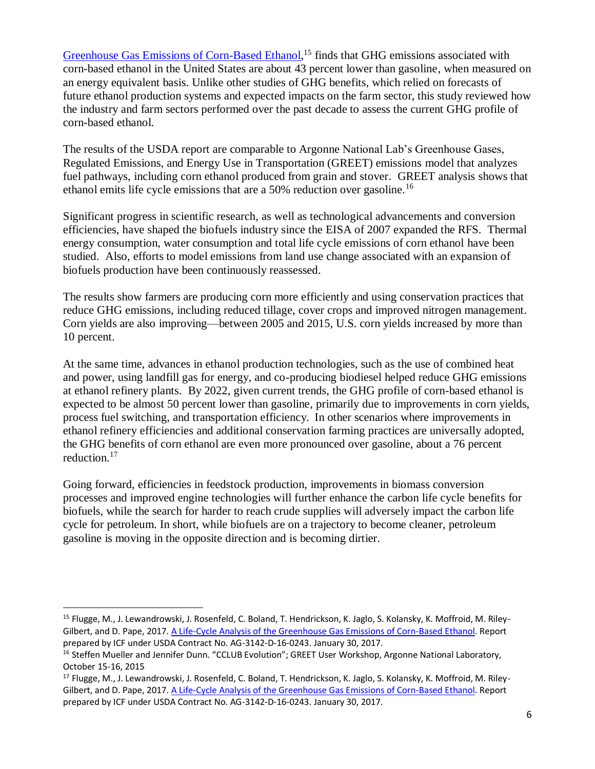Greenhouse Gas Emissions of Corn-Based Ethanol,[15] finds that GHG emissions associated with corn-based ethanol in the United States are about 43 percent lower than gasoline, when measured on an energy equivalent basis. Unlike other studies of GHG benefits, which relied on forecasts of future ethanol production systems and expected impacts on the farm sector, this study reviewed how the industry and farm sectors performed over the past decade to assess the current GHG profile of corn-based ethanol.

The results of the USDA report are comparable to Argonne National Lab's Greenhouse Gases, Regulated Emissions, and Energy Use in Transportation (GREET) emissions model that analyzes fuel pathways, including corn ethanol produced from grain and stover. GREET analysis shows that ethanol emits life cycle emissions that are a 50% reduction over gasoline.[16]

Significant progress in scientific research, as well as technological advancements and conversion efficiencies, have shaped the biofuels industry since the EISA of 2007 expanded the RFS. Thermal energy consumption, water consumption and total life cycle emissions of corn ethanol have been studied. Also, efforts to model emissions from land use change associated with an expansion of biofuels production have been continuously reassessed.

The results show farmers are producing corn more efficiently and using conservation practices that reduce GHG emissions, including reduced tillage, cover crops and improved nitrogen management. Corn yields are also improving—between 2005 and 2015, U.S. corn yields increased by more than 10 percent.

At the same time, advances in ethanol production technologies, such as the use of combined heat and power, using landfill gas for energy, and co-producing biodiesel helped reduce GHG emissions at ethanol refinery plants. By 2022, given current trends, the GHG profile of corn-based ethanol is expected to be almost 50 percent lower than gasoline, primarily due to improvements in corn yields, process fuel switching, and transportation efficiency. In other scenarios where improvements in ethanol refinery efficiencies and additional conservation farming practices are universally adopted, the GHG benefits of corn ethanol are even more pronounced over gasoline, about a 76 percent reduction.[17]

Going forward, efficiencies in feedstock production, improvements in biomass conversion processes and improved engine technologies will further enhance the carbon life cycle benefits for biofuels, while the search for harder to reach crude supplies will adversely impact the carbon life cycle for petroleum. In short, while biofuels are on a trajectory to become cleaner, petroleum gasoline is moving in the opposite direction and is becoming dirtier.

---

[15] Flugge, M., J. Lewandrowski, J. Rosenfeld, C. Boland, T. Hendrickson, K. Jaglo, S. Kolansky, K. Moffroid, M. Riley-Gilbert, and D. Pape, 2017. A Life-Cycle Analysis of the Greenhouse Gas Emissions of Corn-Based Ethanol. Report prepared by ICF under USDA Contract No. AG-3142-D-16-0243. January 30, 2017.

[16] Steffen Mueller and Jennifer Dunn. "CCLUB Evolution"; GREET User Workshop, Argonne National Laboratory, October 15-16, 2015

[17] Flugge, M., J. Lewandrowski, J. Rosenfeld, C. Boland, T. Hendrickson, K. Jaglo, S. Kolansky, K. Moffroid, M. Riley-Gilbert, and D. Pape, 2017. A Life-Cycle Analysis of the Greenhouse Gas Emissions of Corn-Based Ethanol. Report prepared by ICF under USDA Contract No. AG-3142-D-16-0243. January 30, 2017.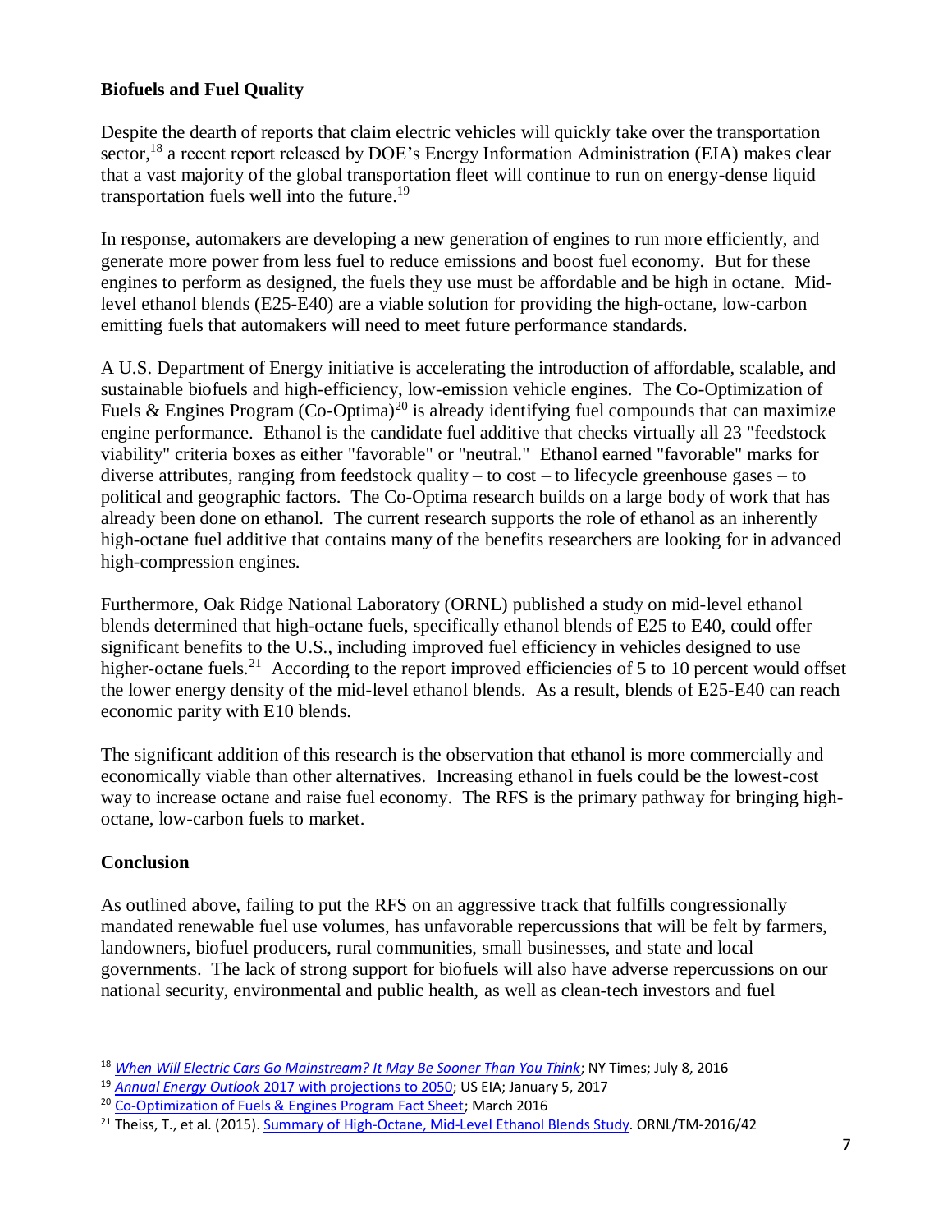## Biofuels and Fuel Quality

Despite the dearth of reports that claim electric vehicles will quickly take over the transportation sector,[18] a recent report released by DOE's Energy Information Administration (EIA) makes clear that a vast majority of the global transportation fleet will continue to run on energy-dense liquid transportation fuels well into the future.[19]

In response, automakers are developing a new generation of engines to run more efficiently, and generate more power from less fuel to reduce emissions and boost fuel economy. But for these engines to perform as designed, the fuels they use must be affordable and be high in octane. Mid-level ethanol blends (E25-E40) are a viable solution for providing the high-octane, low-carbon emitting fuels that automakers will need to meet future performance standards.

A U.S. Department of Energy initiative is accelerating the introduction of affordable, scalable, and sustainable biofuels and high-efficiency, low-emission vehicle engines. The Co-Optimization of Fuels & Engines Program (Co-Optima)[20] is already identifying fuel compounds that can maximize engine performance. Ethanol is the candidate fuel additive that checks virtually all 23 "feedstock viability" criteria boxes as either "favorable" or "neutral." Ethanol earned "favorable" marks for diverse attributes, ranging from feedstock quality – to cost – to lifecycle greenhouse gases – to political and geographic factors. The Co-Optima research builds on a large body of work that has already been done on ethanol. The current research supports the role of ethanol as an inherently high-octane fuel additive that contains many of the benefits researchers are looking for in advanced high-compression engines.

Furthermore, Oak Ridge National Laboratory (ORNL) published a study on mid-level ethanol blends determined that high-octane fuels, specifically ethanol blends of E25 to E40, could offer significant benefits to the U.S., including improved fuel efficiency in vehicles designed to use higher-octane fuels.[21] According to the report improved efficiencies of 5 to 10 percent would offset the lower energy density of the mid-level ethanol blends. As a result, blends of E25-E40 can reach economic parity with E10 blends.

The significant addition of this research is the observation that ethanol is more commercially and economically viable than other alternatives. Increasing ethanol in fuels could be the lowest-cost way to increase octane and raise fuel economy. The RFS is the primary pathway for bringing high-octane, low-carbon fuels to market.

## Conclusion

As outlined above, failing to put the RFS on an aggressive track that fulfills congressionally mandated renewable fuel use volumes, has unfavorable repercussions that will be felt by farmers, landowners, biofuel producers, rural communities, small businesses, and state and local governments. The lack of strong support for biofuels will also have adverse repercussions on our national security, environmental and public health, as well as clean-tech investors and fuel

---

[18] *When Will Electric Cars Go Mainstream? It May Be Sooner Than You Think*; NY Times; July 8, 2016

[19] *Annual Energy Outlook* 2017 with projections to 2050; US EIA; January 5, 2017

[20] Co-Optimization of Fuels & Engines Program Fact Sheet; March 2016

[21] Theiss, T., et al. (2015). Summary of High-Octane, Mid-Level Ethanol Blends Study. ORNL/TM-2016/42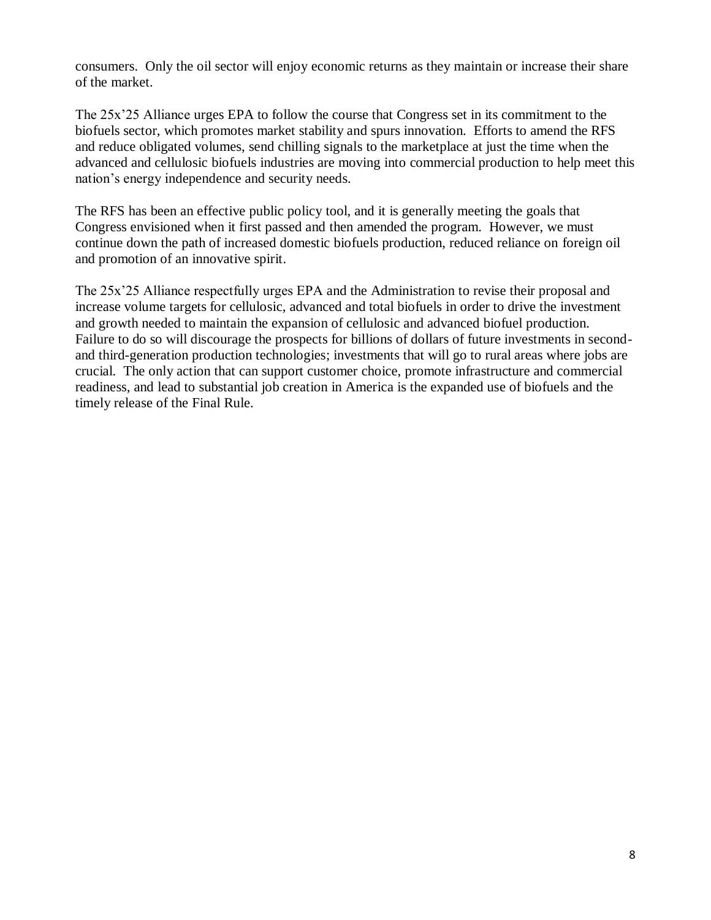consumers. Only the oil sector will enjoy economic returns as they maintain or increase their share of the market.

The 25x'25 Alliance urges EPA to follow the course that Congress set in its commitment to the biofuels sector, which promotes market stability and spurs innovation. Efforts to amend the RFS and reduce obligated volumes, send chilling signals to the marketplace at just the time when the advanced and cellulosic biofuels industries are moving into commercial production to help meet this nation's energy independence and security needs.

The RFS has been an effective public policy tool, and it is generally meeting the goals that Congress envisioned when it first passed and then amended the program. However, we must continue down the path of increased domestic biofuels production, reduced reliance on foreign oil and promotion of an innovative spirit.

The 25x'25 Alliance respectfully urges EPA and the Administration to revise their proposal and increase volume targets for cellulosic, advanced and total biofuels in order to drive the investment and growth needed to maintain the expansion of cellulosic and advanced biofuel production. Failure to do so will discourage the prospects for billions of dollars of future investments in second- and third-generation production technologies; investments that will go to rural areas where jobs are crucial. The only action that can support customer choice, promote infrastructure and commercial readiness, and lead to substantial job creation in America is the expanded use of biofuels and the timely release of the Final Rule.